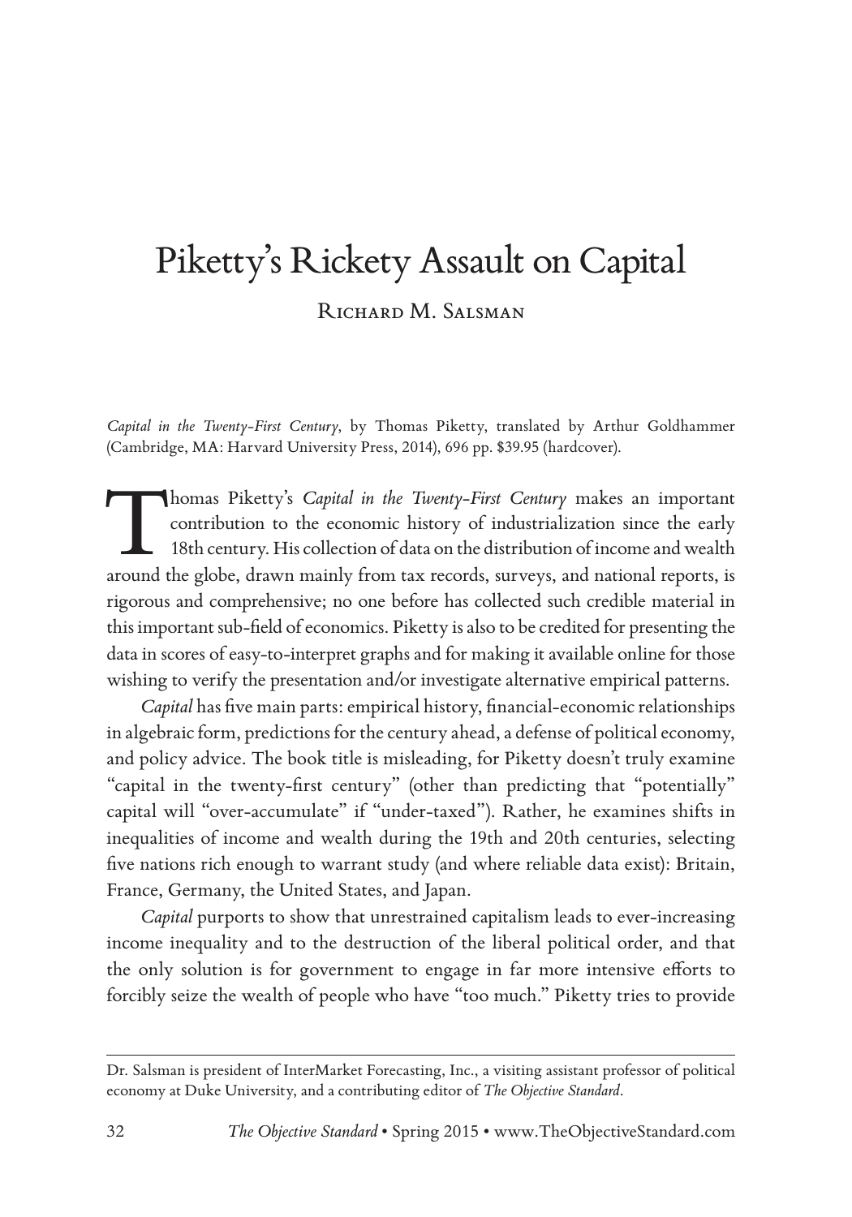# Piketty's Rickety Assault on Capital

Richard M. Salsman

*Capital in the Twenty-First Century*, by Thomas Piketty, translated by Arthur Goldhammer (Cambridge, MA: Harvard University Press, 2014), 696 pp. $39.95 (hardcover).

Thomas Piketty's *Capital in the Twenty-First Century* makes an important contribution to the economic history of industrialization since the early 18th century. His collection of data on the distribution of income and wealth around the globe, drawn mainly from tax records, surveys, and national reports, is rigorous and comprehensive; no one before has collected such credible material in this important sub-field of economics. Piketty is also to be credited for presenting the data in scores of easy-to-interpret graphs and for making it available online for those wishing to verify the presentation and/or investigate alternative empirical patterns.

*Capital* has five main parts: empirical history, financial-economic relationships in algebraic form, predictions for the century ahead, a defense of political economy, and policy advice. The book title is misleading, for Piketty doesn't truly examine "capital in the twenty-first century" (other than predicting that "potentially" capital will "over-accumulate" if "under-taxed"). Rather, he examines shifts in inequalities of income and wealth during the 19th and 20th centuries, selecting five nations rich enough to warrant study (and where reliable data exist): Britain, France, Germany, the United States, and Japan.

*Capital* purports to show that unrestrained capitalism leads to ever-increasing income inequality and to the destruction of the liberal political order, and that the only solution is for government to engage in far more intensive efforts to forcibly seize the wealth of people who have "too much." Piketty tries to provide

---

Dr. Salsman is president of InterMarket Forecasting, Inc., a visiting assistant professor of political economy at Duke University, and a contributing editor of *The Objective Standard*.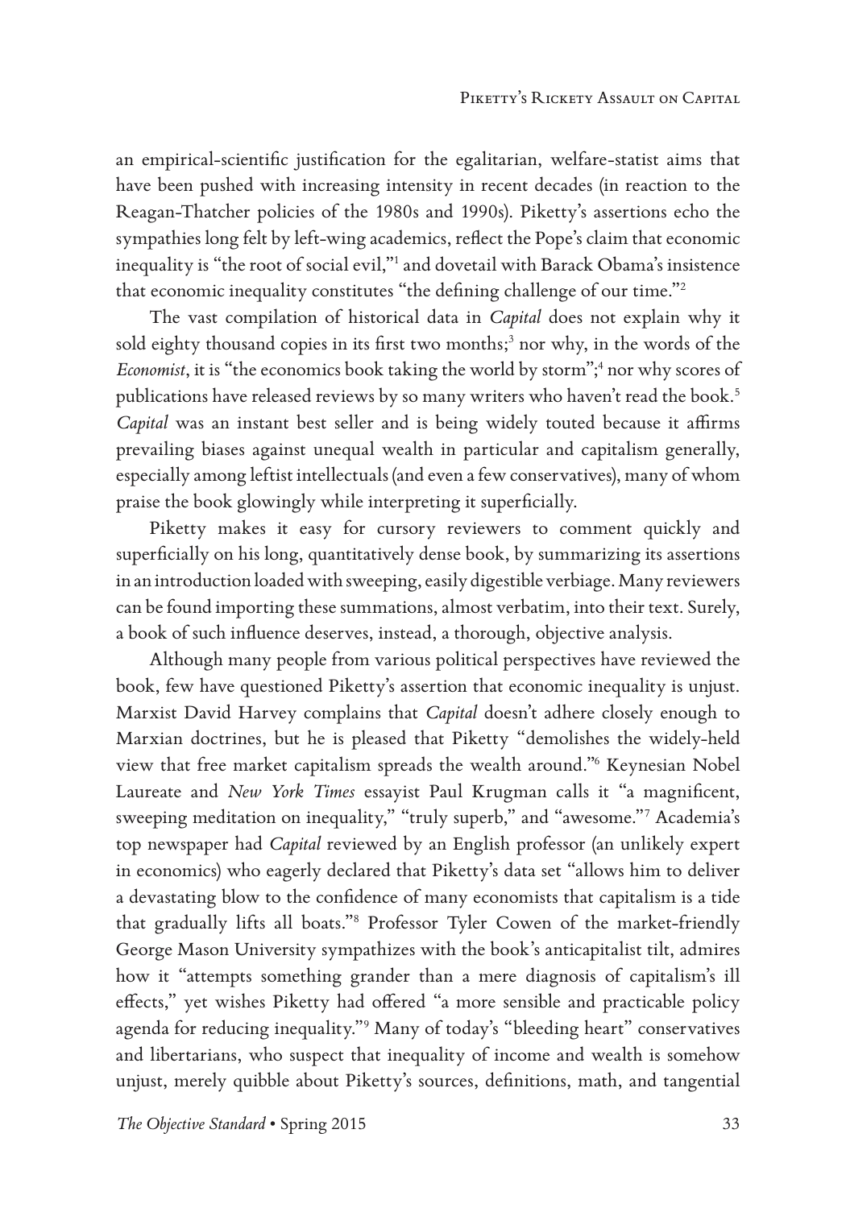an empirical-scientific justification for the egalitarian, welfare-statist aims that have been pushed with increasing intensity in recent decades (in reaction to the Reagan-Thatcher policies of the 1980s and 1990s). Piketty's assertions echo the sympathies long felt by left-wing academics, reflect the Pope's claim that economic inequality is "the root of social evil,"[1] and dovetail with Barack Obama's insistence that economic inequality constitutes "the defining challenge of our time."[2]

The vast compilation of historical data in *Capital* does not explain why it sold eighty thousand copies in its first two months;[3] nor why, in the words of the *Economist*, it is "the economics book taking the world by storm";[4] nor why scores of publications have released reviews by so many writers who haven't read the book.[5] *Capital* was an instant best seller and is being widely touted because it affirms prevailing biases against unequal wealth in particular and capitalism generally, especially among leftist intellectuals (and even a few conservatives), many of whom praise the book glowingly while interpreting it superficially.

Piketty makes it easy for cursory reviewers to comment quickly and superficially on his long, quantitatively dense book, by summarizing its assertions in an introduction loaded with sweeping, easily digestible verbiage. Many reviewers can be found importing these summations, almost verbatim, into their text. Surely, a book of such influence deserves, instead, a thorough, objective analysis.

Although many people from various political perspectives have reviewed the book, few have questioned Piketty's assertion that economic inequality is unjust. Marxist David Harvey complains that *Capital* doesn't adhere closely enough to Marxian doctrines, but he is pleased that Piketty "demolishes the widely-held view that free market capitalism spreads the wealth around."[6] Keynesian Nobel Laureate and *New York Times* essayist Paul Krugman calls it "a magnificent, sweeping meditation on inequality," "truly superb," and "awesome."[7] Academia's top newspaper had *Capital* reviewed by an English professor (an unlikely expert in economics) who eagerly declared that Piketty's data set "allows him to deliver a devastating blow to the confidence of many economists that capitalism is a tide that gradually lifts all boats."[8] Professor Tyler Cowen of the market-friendly George Mason University sympathizes with the book's anticapitalist tilt, admires how it "attempts something grander than a mere diagnosis of capitalism's ill effects," yet wishes Piketty had offered "a more sensible and practicable policy agenda for reducing inequality."[9] Many of today's "bleeding heart" conservatives and libertarians, who suspect that inequality of income and wealth is somehow unjust, merely quibble about Piketty's sources, definitions, math, and tangential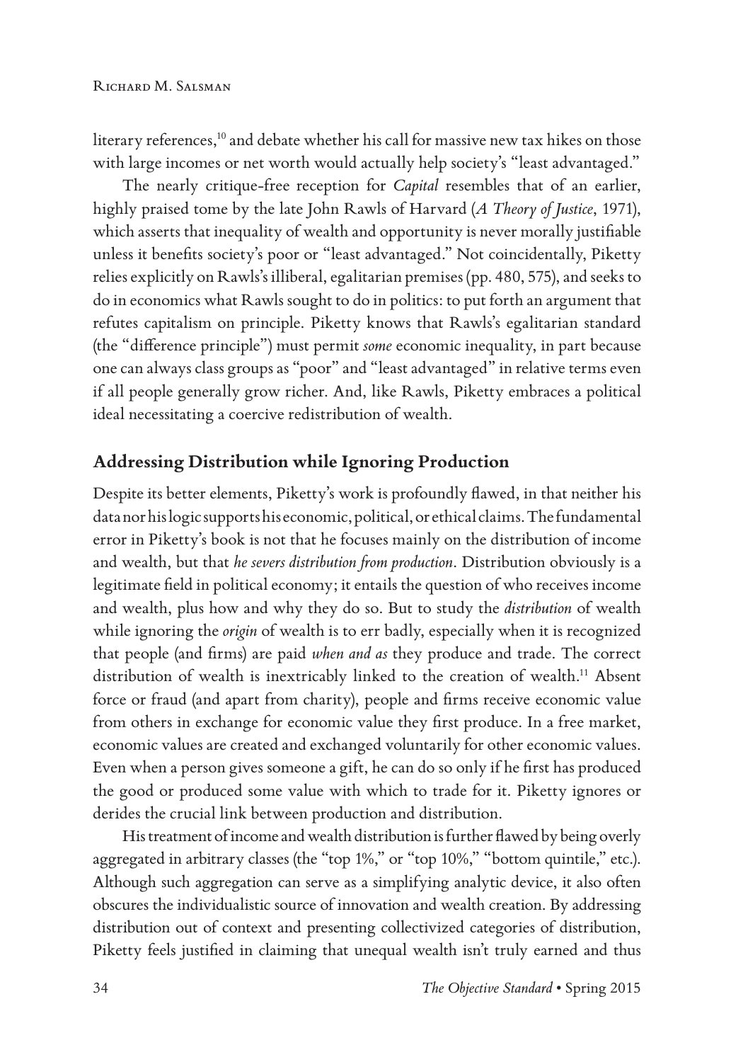literary references,[10] and debate whether his call for massive new tax hikes on those with large incomes or net worth would actually help society's "least advantaged."

The nearly critique-free reception for *Capital* resembles that of an earlier, highly praised tome by the late John Rawls of Harvard (*A Theory of Justice*, 1971), which asserts that inequality of wealth and opportunity is never morally justifiable unless it benefits society's poor or "least advantaged." Not coincidentally, Piketty relies explicitly on Rawls's illiberal, egalitarian premises (pp. 480, 575), and seeks to do in economics what Rawls sought to do in politics: to put forth an argument that refutes capitalism on principle. Piketty knows that Rawls's egalitarian standard (the "difference principle") must permit *some* economic inequality, in part because one can always class groups as "poor" and "least advantaged" in relative terms even if all people generally grow richer. And, like Rawls, Piketty embraces a political ideal necessitating a coercive redistribution of wealth.

## Addressing Distribution while Ignoring Production

Despite its better elements, Piketty's work is profoundly flawed, in that neither his data nor his logic supports his economic, political, or ethical claims. The fundamental error in Piketty's book is not that he focuses mainly on the distribution of income and wealth, but that *he severs distribution from production*. Distribution obviously is a legitimate field in political economy; it entails the question of who receives income and wealth, plus how and why they do so. But to study the *distribution* of wealth while ignoring the *origin* of wealth is to err badly, especially when it is recognized that people (and firms) are paid *when and as* they produce and trade. The correct distribution of wealth is inextricably linked to the creation of wealth.[11] Absent force or fraud (and apart from charity), people and firms receive economic value from others in exchange for economic value they first produce. In a free market, economic values are created and exchanged voluntarily for other economic values. Even when a person gives someone a gift, he can do so only if he first has produced the good or produced some value with which to trade for it. Piketty ignores or derides the crucial link between production and distribution.

His treatment of income and wealth distribution is further flawed by being overly aggregated in arbitrary classes (the "top 1%," or "top 10%," "bottom quintile," etc.). Although such aggregation can serve as a simplifying analytic device, it also often obscures the individualistic source of innovation and wealth creation. By addressing distribution out of context and presenting collectivized categories of distribution, Piketty feels justified in claiming that unequal wealth isn't truly earned and thus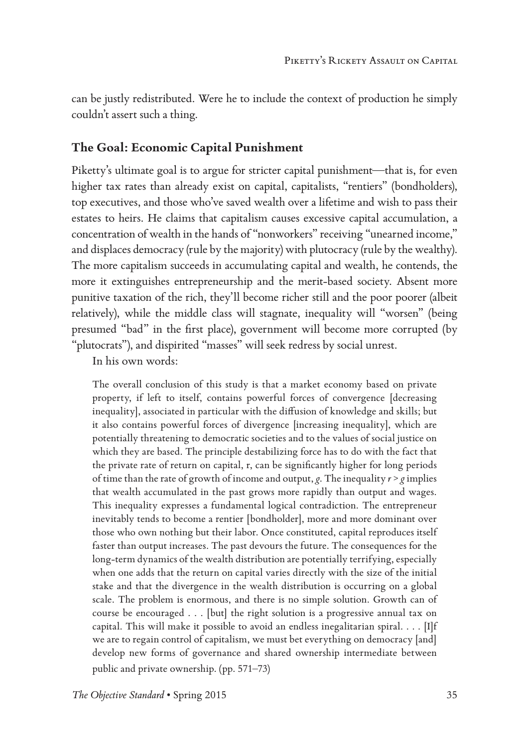can be justly redistributed. Were he to include the context of production he simply couldn't assert such a thing.

## The Goal: Economic Capital Punishment

Piketty's ultimate goal is to argue for stricter capital punishment—that is, for even higher tax rates than already exist on capital, capitalists, "rentiers" (bondholders), top executives, and those who've saved wealth over a lifetime and wish to pass their estates to heirs. He claims that capitalism causes excessive capital accumulation, a concentration of wealth in the hands of "nonworkers" receiving "unearned income," and displaces democracy (rule by the majority) with plutocracy (rule by the wealthy). The more capitalism succeeds in accumulating capital and wealth, he contends, the more it extinguishes entrepreneurship and the merit-based society. Absent more punitive taxation of the rich, they'll become richer still and the poor poorer (albeit relatively), while the middle class will stagnate, inequality will "worsen" (being presumed "bad" in the first place), government will become more corrupted (by "plutocrats"), and dispirited "masses" will seek redress by social unrest.

In his own words:

> The overall conclusion of this study is that a market economy based on private property, if left to itself, contains powerful forces of convergence [decreasing inequality], associated in particular with the diffusion of knowledge and skills; but it also contains powerful forces of divergence [increasing inequality], which are potentially threatening to democratic societies and to the values of social justice on which they are based. The principle destabilizing force has to do with the fact that the private rate of return on capital, r, can be significantly higher for long periods of time than the rate of growth of income and output, $g$. The inequality $r > g$ implies that wealth accumulated in the past grows more rapidly than output and wages. This inequality expresses a fundamental logical contradiction. The entrepreneur inevitably tends to become a rentier [bondholder], more and more dominant over those who own nothing but their labor. Once constituted, capital reproduces itself faster than output increases. The past devours the future. The consequences for the long-term dynamics of the wealth distribution are potentially terrifying, especially when one adds that the return on capital varies directly with the size of the initial stake and that the divergence in the wealth distribution is occurring on a global scale. The problem is enormous, and there is no simple solution. Growth can of course be encouraged . . . [but] the right solution is a progressive annual tax on capital. This will make it possible to avoid an endless inegalitarian spiral. . . . [I]f we are to regain control of capitalism, we must bet everything on democracy [and] develop new forms of governance and shared ownership intermediate between public and private ownership. (pp. 571–73)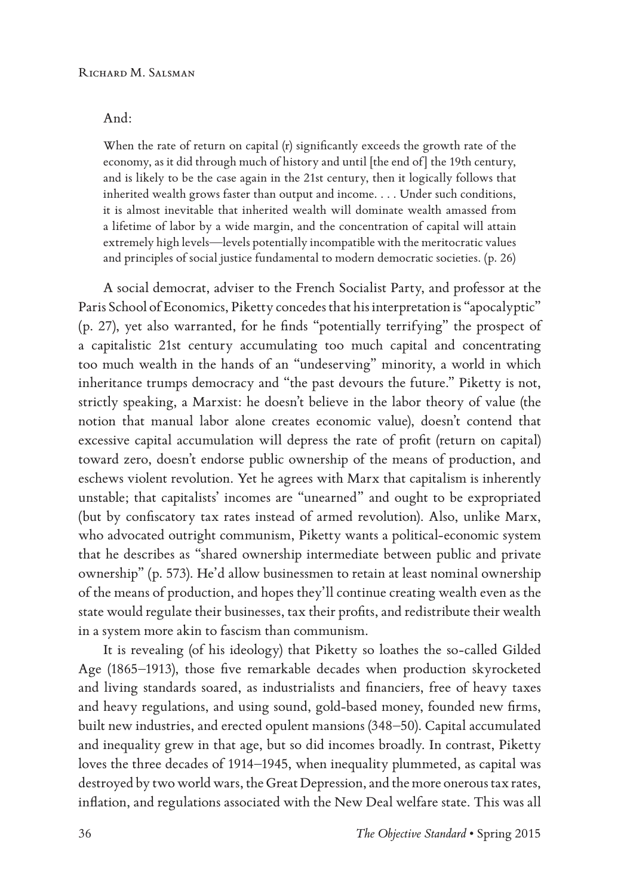And:

> When the rate of return on capital (r) significantly exceeds the growth rate of the economy, as it did through much of history and until [the end of] the 19th century, and is likely to be the case again in the 21st century, then it logically follows that inherited wealth grows faster than output and income. . . . Under such conditions, it is almost inevitable that inherited wealth will dominate wealth amassed from a lifetime of labor by a wide margin, and the concentration of capital will attain extremely high levels—levels potentially incompatible with the meritocratic values and principles of social justice fundamental to modern democratic societies. (p. 26)

A social democrat, adviser to the French Socialist Party, and professor at the Paris School of Economics, Piketty concedes that his interpretation is "apocalyptic" (p. 27), yet also warranted, for he finds "potentially terrifying" the prospect of a capitalistic 21st century accumulating too much capital and concentrating too much wealth in the hands of an "undeserving" minority, a world in which inheritance trumps democracy and "the past devours the future." Piketty is not, strictly speaking, a Marxist: he doesn't believe in the labor theory of value (the notion that manual labor alone creates economic value), doesn't contend that excessive capital accumulation will depress the rate of profit (return on capital) toward zero, doesn't endorse public ownership of the means of production, and eschews violent revolution. Yet he agrees with Marx that capitalism is inherently unstable; that capitalists' incomes are "unearned" and ought to be expropriated (but by confiscatory tax rates instead of armed revolution). Also, unlike Marx, who advocated outright communism, Piketty wants a political-economic system that he describes as "shared ownership intermediate between public and private ownership" (p. 573). He'd allow businessmen to retain at least nominal ownership of the means of production, and hopes they'll continue creating wealth even as the state would regulate their businesses, tax their profits, and redistribute their wealth in a system more akin to fascism than communism.

It is revealing (of his ideology) that Piketty so loathes the so-called Gilded Age (1865–1913), those five remarkable decades when production skyrocketed and living standards soared, as industrialists and financiers, free of heavy taxes and heavy regulations, and using sound, gold-based money, founded new firms, built new industries, and erected opulent mansions (348–50). Capital accumulated and inequality grew in that age, but so did incomes broadly. In contrast, Piketty loves the three decades of 1914–1945, when inequality plummeted, as capital was destroyed by two world wars, the Great Depression, and the more onerous tax rates, inflation, and regulations associated with the New Deal welfare state. This was all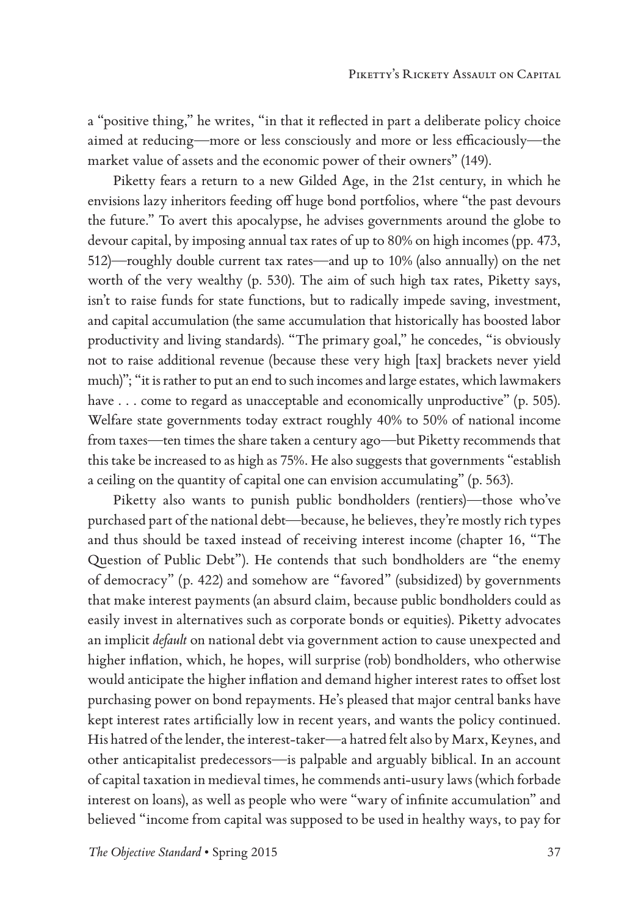a "positive thing," he writes, "in that it reflected in part a deliberate policy choice aimed at reducing—more or less consciously and more or less efficaciously—the market value of assets and the economic power of their owners" (149).

Piketty fears a return to a new Gilded Age, in the 21st century, in which he envisions lazy inheritors feeding off huge bond portfolios, where "the past devours the future." To avert this apocalypse, he advises governments around the globe to devour capital, by imposing annual tax rates of up to 80% on high incomes (pp. 473, 512)—roughly double current tax rates—and up to 10% (also annually) on the net worth of the very wealthy (p. 530). The aim of such high tax rates, Piketty says, isn't to raise funds for state functions, but to radically impede saving, investment, and capital accumulation (the same accumulation that historically has boosted labor productivity and living standards). "The primary goal," he concedes, "is obviously not to raise additional revenue (because these very high [tax] brackets never yield much)"; "it is rather to put an end to such incomes and large estates, which lawmakers have . . . come to regard as unacceptable and economically unproductive" (p. 505). Welfare state governments today extract roughly 40% to 50% of national income from taxes—ten times the share taken a century ago—but Piketty recommends that this take be increased to as high as 75%. He also suggests that governments "establish a ceiling on the quantity of capital one can envision accumulating" (p. 563).

Piketty also wants to punish public bondholders (rentiers)—those who've purchased part of the national debt—because, he believes, they're mostly rich types and thus should be taxed instead of receiving interest income (chapter 16, "The Question of Public Debt"). He contends that such bondholders are "the enemy of democracy" (p. 422) and somehow are "favored" (subsidized) by governments that make interest payments (an absurd claim, because public bondholders could as easily invest in alternatives such as corporate bonds or equities). Piketty advocates an implicit *default* on national debt via government action to cause unexpected and higher inflation, which, he hopes, will surprise (rob) bondholders, who otherwise would anticipate the higher inflation and demand higher interest rates to offset lost purchasing power on bond repayments. He's pleased that major central banks have kept interest rates artificially low in recent years, and wants the policy continued. His hatred of the lender, the interest-taker—a hatred felt also by Marx, Keynes, and other anticapitalist predecessors—is palpable and arguably biblical. In an account of capital taxation in medieval times, he commends anti-usury laws (which forbade interest on loans), as well as people who were "wary of infinite accumulation" and believed "income from capital was supposed to be used in healthy ways, to pay for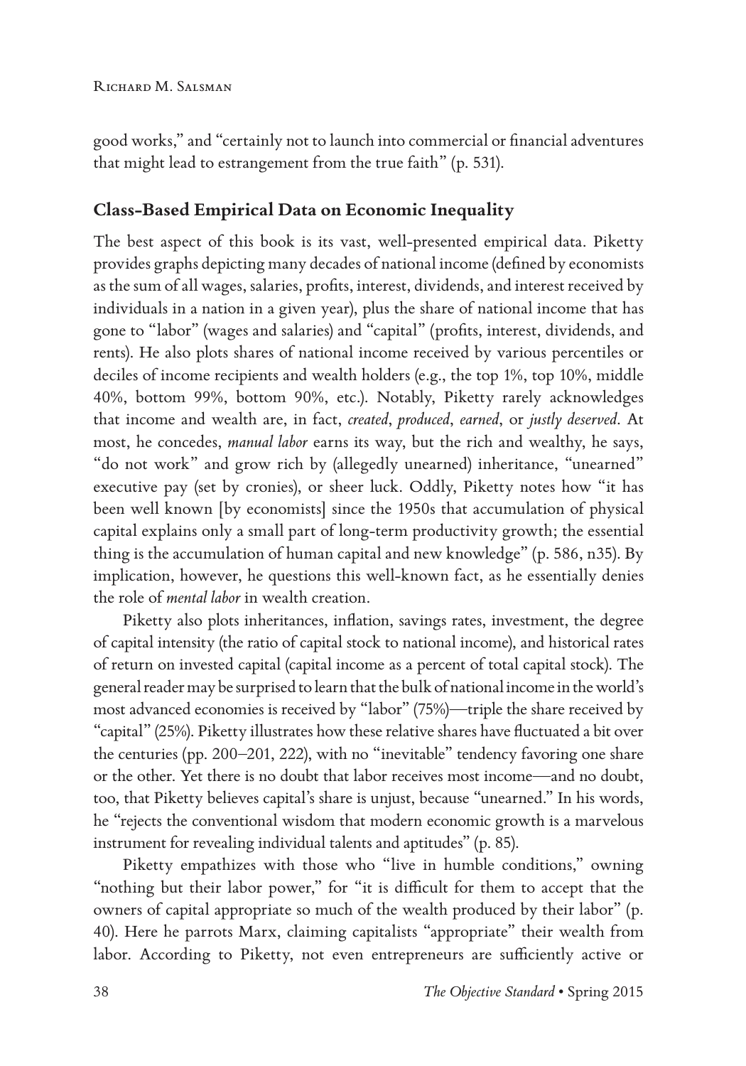good works," and "certainly not to launch into commercial or financial adventures that might lead to estrangement from the true faith" (p. 531).

## Class-Based Empirical Data on Economic Inequality

The best aspect of this book is its vast, well-presented empirical data. Piketty provides graphs depicting many decades of national income (defined by economists as the sum of all wages, salaries, profits, interest, dividends, and interest received by individuals in a nation in a given year), plus the share of national income that has gone to "labor" (wages and salaries) and "capital" (profits, interest, dividends, and rents). He also plots shares of national income received by various percentiles or deciles of income recipients and wealth holders (e.g., the top 1%, top 10%, middle 40%, bottom 99%, bottom 90%, etc.). Notably, Piketty rarely acknowledges that income and wealth are, in fact, *created*, *produced*, *earned*, or *justly deserved*. At most, he concedes, *manual labor* earns its way, but the rich and wealthy, he says, "do not work" and grow rich by (allegedly unearned) inheritance, "unearned" executive pay (set by cronies), or sheer luck. Oddly, Piketty notes how "it has been well known [by economists] since the 1950s that accumulation of physical capital explains only a small part of long-term productivity growth; the essential thing is the accumulation of human capital and new knowledge" (p. 586, n35). By implication, however, he questions this well-known fact, as he essentially denies the role of *mental labor* in wealth creation.

Piketty also plots inheritances, inflation, savings rates, investment, the degree of capital intensity (the ratio of capital stock to national income), and historical rates of return on invested capital (capital income as a percent of total capital stock). The general reader may be surprised to learn that the bulk of national income in the world's most advanced economies is received by "labor" (75%)—triple the share received by "capital" (25%). Piketty illustrates how these relative shares have fluctuated a bit over the centuries (pp. 200–201, 222), with no "inevitable" tendency favoring one share or the other. Yet there is no doubt that labor receives most income—and no doubt, too, that Piketty believes capital's share is unjust, because "unearned." In his words, he "rejects the conventional wisdom that modern economic growth is a marvelous instrument for revealing individual talents and aptitudes" (p. 85).

Piketty empathizes with those who "live in humble conditions," owning "nothing but their labor power," for "it is difficult for them to accept that the owners of capital appropriate so much of the wealth produced by their labor" (p. 40). Here he parrots Marx, claiming capitalists "appropriate" their wealth from labor. According to Piketty, not even entrepreneurs are sufficiently active or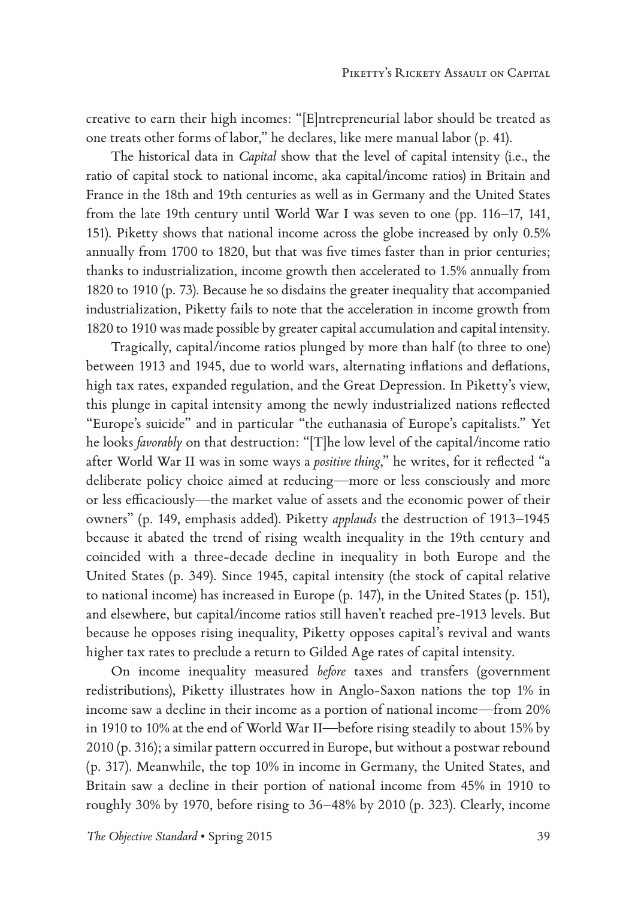creative to earn their high incomes: "[E]ntrepreneurial labor should be treated as one treats other forms of labor," he declares, like mere manual labor (p. 41).

The historical data in *Capital* show that the level of capital intensity (i.e., the ratio of capital stock to national income, aka capital/income ratios) in Britain and France in the 18th and 19th centuries as well as in Germany and the United States from the late 19th century until World War I was seven to one (pp. 116–17, 141, 151). Piketty shows that national income across the globe increased by only 0.5% annually from 1700 to 1820, but that was five times faster than in prior centuries; thanks to industrialization, income growth then accelerated to 1.5% annually from 1820 to 1910 (p. 73). Because he so disdains the greater inequality that accompanied industrialization, Piketty fails to note that the acceleration in income growth from 1820 to 1910 was made possible by greater capital accumulation and capital intensity.

Tragically, capital/income ratios plunged by more than half (to three to one) between 1913 and 1945, due to world wars, alternating inflations and deflations, high tax rates, expanded regulation, and the Great Depression. In Piketty's view, this plunge in capital intensity among the newly industrialized nations reflected "Europe's suicide" and in particular "the euthanasia of Europe's capitalists." Yet he looks *favorably* on that destruction: "[T]he low level of the capital/income ratio after World War II was in some ways a *positive thing*," he writes, for it reflected "a deliberate policy choice aimed at reducing—more or less consciously and more or less efficaciously—the market value of assets and the economic power of their owners" (p. 149, emphasis added). Piketty *applauds* the destruction of 1913–1945 because it abated the trend of rising wealth inequality in the 19th century and coincided with a three-decade decline in inequality in both Europe and the United States (p. 349). Since 1945, capital intensity (the stock of capital relative to national income) has increased in Europe (p. 147), in the United States (p. 151), and elsewhere, but capital/income ratios still haven't reached pre-1913 levels. But because he opposes rising inequality, Piketty opposes capital's revival and wants higher tax rates to preclude a return to Gilded Age rates of capital intensity.

On income inequality measured *before* taxes and transfers (government redistributions), Piketty illustrates how in Anglo-Saxon nations the top 1% in income saw a decline in their income as a portion of national income—from 20% in 1910 to 10% at the end of World War II—before rising steadily to about 15% by 2010 (p. 316); a similar pattern occurred in Europe, but without a postwar rebound (p. 317). Meanwhile, the top 10% in income in Germany, the United States, and Britain saw a decline in their portion of national income from 45% in 1910 to roughly 30% by 1970, before rising to 36–48% by 2010 (p. 323). Clearly, income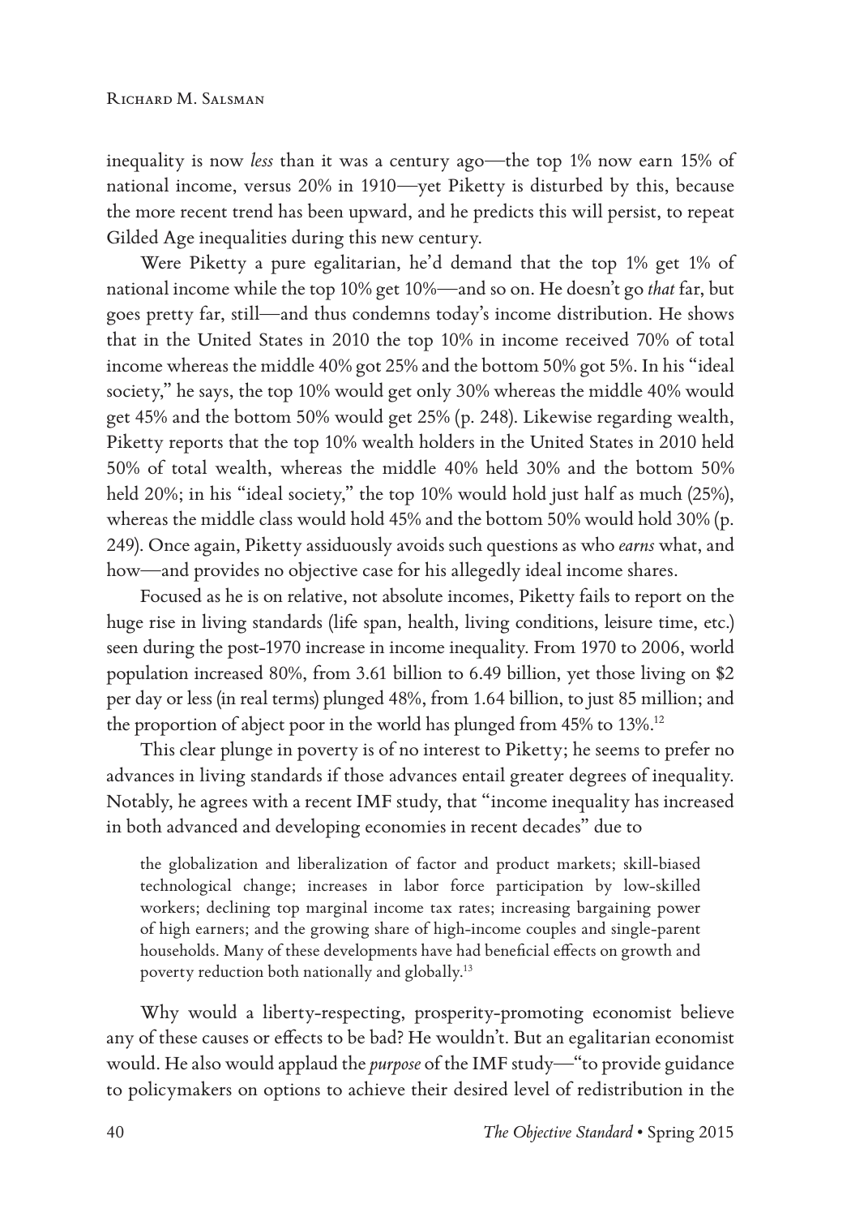inequality is now *less* than it was a century ago—the top 1% now earn 15% of national income, versus 20% in 1910—yet Piketty is disturbed by this, because the more recent trend has been upward, and he predicts this will persist, to repeat Gilded Age inequalities during this new century.

Were Piketty a pure egalitarian, he'd demand that the top 1% get 1% of national income while the top 10% get 10%—and so on. He doesn't go *that* far, but goes pretty far, still—and thus condemns today's income distribution. He shows that in the United States in 2010 the top 10% in income received 70% of total income whereas the middle 40% got 25% and the bottom 50% got 5%. In his "ideal society," he says, the top 10% would get only 30% whereas the middle 40% would get 45% and the bottom 50% would get 25% (p. 248). Likewise regarding wealth, Piketty reports that the top 10% wealth holders in the United States in 2010 held 50% of total wealth, whereas the middle 40% held 30% and the bottom 50% held 20%; in his "ideal society," the top 10% would hold just half as much (25%), whereas the middle class would hold 45% and the bottom 50% would hold 30% (p. 249). Once again, Piketty assiduously avoids such questions as who *earns* what, and how—and provides no objective case for his allegedly ideal income shares.

Focused as he is on relative, not absolute incomes, Piketty fails to report on the huge rise in living standards (life span, health, living conditions, leisure time, etc.) seen during the post-1970 increase in income inequality. From 1970 to 2006, world population increased 80%, from 3.61 billion to 6.49 billion, yet those living on $2 per day or less (in real terms) plunged 48%, from 1.64 billion, to just 85 million; and the proportion of abject poor in the world has plunged from 45% to 13%.[12]

This clear plunge in poverty is of no interest to Piketty; he seems to prefer no advances in living standards if those advances entail greater degrees of inequality. Notably, he agrees with a recent IMF study, that "income inequality has increased in both advanced and developing economies in recent decades" due to

> the globalization and liberalization of factor and product markets; skill-biased technological change; increases in labor force participation by low-skilled workers; declining top marginal income tax rates; increasing bargaining power of high earners; and the growing share of high-income couples and single-parent households. Many of these developments have had beneficial effects on growth and poverty reduction both nationally and globally.[13]

Why would a liberty-respecting, prosperity-promoting economist believe any of these causes or effects to be bad? He wouldn't. But an egalitarian economist would. He also would applaud the *purpose* of the IMF study—"to provide guidance to policymakers on options to achieve their desired level of redistribution in the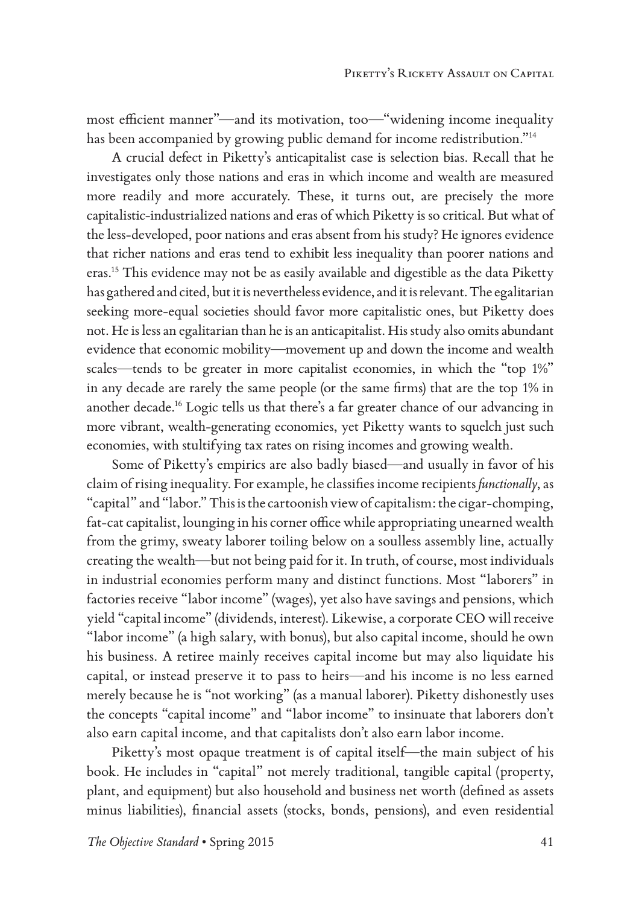most efficient manner"—and its motivation, too—"widening income inequality has been accompanied by growing public demand for income redistribution."[14]

A crucial defect in Piketty's anticapitalist case is selection bias. Recall that he investigates only those nations and eras in which income and wealth are measured more readily and more accurately. These, it turns out, are precisely the more capitalistic-industrialized nations and eras of which Piketty is so critical. But what of the less-developed, poor nations and eras absent from his study? He ignores evidence that richer nations and eras tend to exhibit less inequality than poorer nations and eras.[15] This evidence may not be as easily available and digestible as the data Piketty has gathered and cited, but it is nevertheless evidence, and it is relevant. The egalitarian seeking more-equal societies should favor more capitalistic ones, but Piketty does not. He is less an egalitarian than he is an anticapitalist. His study also omits abundant evidence that economic mobility—movement up and down the income and wealth scales—tends to be greater in more capitalist economies, in which the "top 1%" in any decade are rarely the same people (or the same firms) that are the top 1% in another decade.[16] Logic tells us that there's a far greater chance of our advancing in more vibrant, wealth-generating economies, yet Piketty wants to squelch just such economies, with stultifying tax rates on rising incomes and growing wealth.

Some of Piketty's empirics are also badly biased—and usually in favor of his claim of rising inequality. For example, he classifies income recipients *functionally*, as "capital" and "labor." This is the cartoonish view of capitalism: the cigar-chomping, fat-cat capitalist, lounging in his corner office while appropriating unearned wealth from the grimy, sweaty laborer toiling below on a soulless assembly line, actually creating the wealth—but not being paid for it. In truth, of course, most individuals in industrial economies perform many and distinct functions. Most "laborers" in factories receive "labor income" (wages), yet also have savings and pensions, which yield "capital income" (dividends, interest). Likewise, a corporate CEO will receive "labor income" (a high salary, with bonus), but also capital income, should he own his business. A retiree mainly receives capital income but may also liquidate his capital, or instead preserve it to pass to heirs—and his income is no less earned merely because he is "not working" (as a manual laborer). Piketty dishonestly uses the concepts "capital income" and "labor income" to insinuate that laborers don't also earn capital income, and that capitalists don't also earn labor income.

Piketty's most opaque treatment is of capital itself—the main subject of his book. He includes in "capital" not merely traditional, tangible capital (property, plant, and equipment) but also household and business net worth (defined as assets minus liabilities), financial assets (stocks, bonds, pensions), and even residential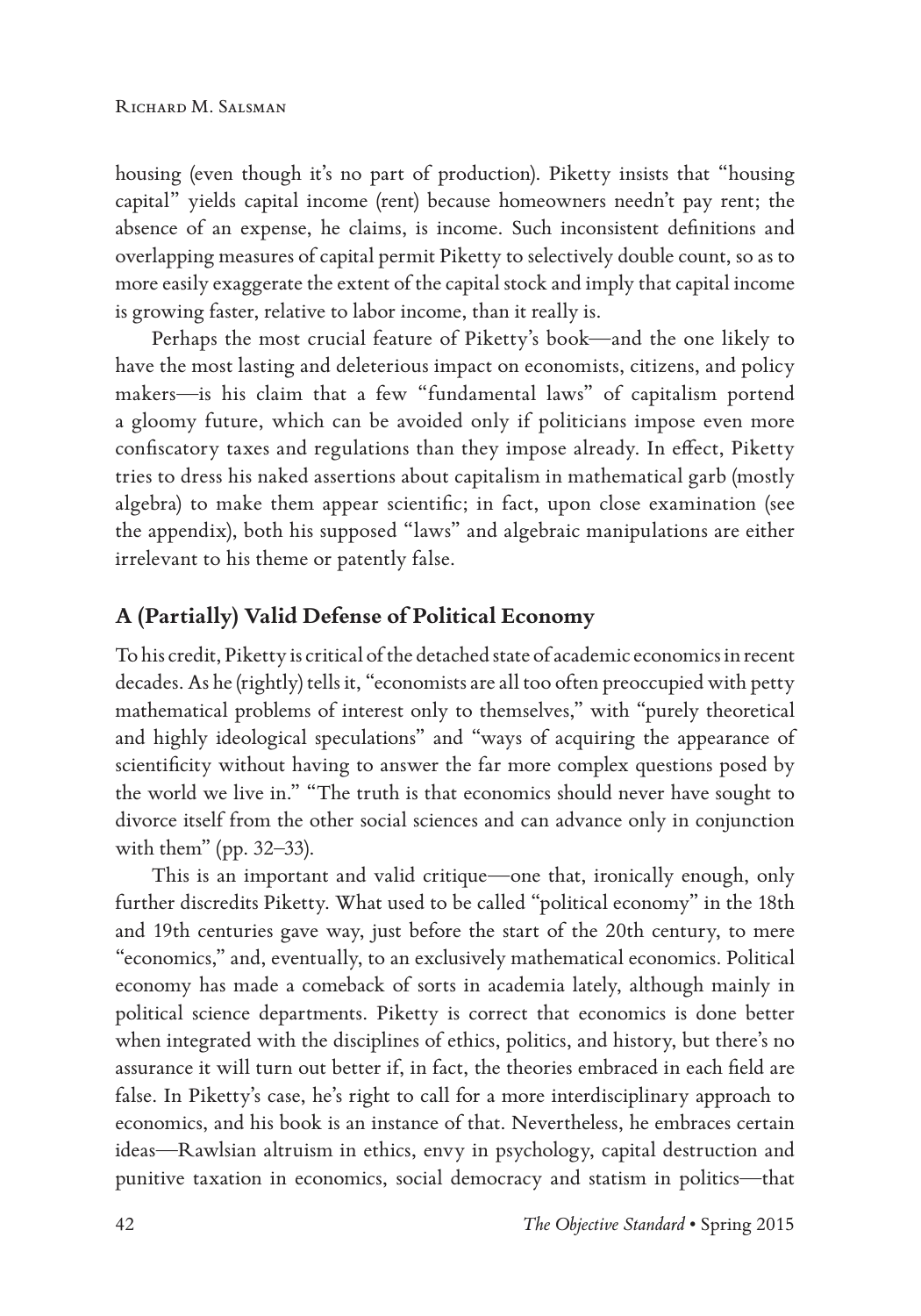housing (even though it's no part of production). Piketty insists that "housing capital" yields capital income (rent) because homeowners needn't pay rent; the absence of an expense, he claims, is income. Such inconsistent definitions and overlapping measures of capital permit Piketty to selectively double count, so as to more easily exaggerate the extent of the capital stock and imply that capital income is growing faster, relative to labor income, than it really is.

Perhaps the most crucial feature of Piketty's book—and the one likely to have the most lasting and deleterious impact on economists, citizens, and policy makers—is his claim that a few "fundamental laws" of capitalism portend a gloomy future, which can be avoided only if politicians impose even more confiscatory taxes and regulations than they impose already. In effect, Piketty tries to dress his naked assertions about capitalism in mathematical garb (mostly algebra) to make them appear scientific; in fact, upon close examination (see the appendix), both his supposed "laws" and algebraic manipulations are either irrelevant to his theme or patently false.

## A (Partially) Valid Defense of Political Economy

To his credit, Piketty is critical of the detached state of academic economics in recent decades. As he (rightly) tells it, "economists are all too often preoccupied with petty mathematical problems of interest only to themselves," with "purely theoretical and highly ideological speculations" and "ways of acquiring the appearance of scientificity without having to answer the far more complex questions posed by the world we live in." "The truth is that economics should never have sought to divorce itself from the other social sciences and can advance only in conjunction with them" (pp. 32–33).

This is an important and valid critique—one that, ironically enough, only further discredits Piketty. What used to be called "political economy" in the 18th and 19th centuries gave way, just before the start of the 20th century, to mere "economics," and, eventually, to an exclusively mathematical economics. Political economy has made a comeback of sorts in academia lately, although mainly in political science departments. Piketty is correct that economics is done better when integrated with the disciplines of ethics, politics, and history, but there's no assurance it will turn out better if, in fact, the theories embraced in each field are false. In Piketty's case, he's right to call for a more interdisciplinary approach to economics, and his book is an instance of that. Nevertheless, he embraces certain ideas—Rawlsian altruism in ethics, envy in psychology, capital destruction and punitive taxation in economics, social democracy and statism in politics—that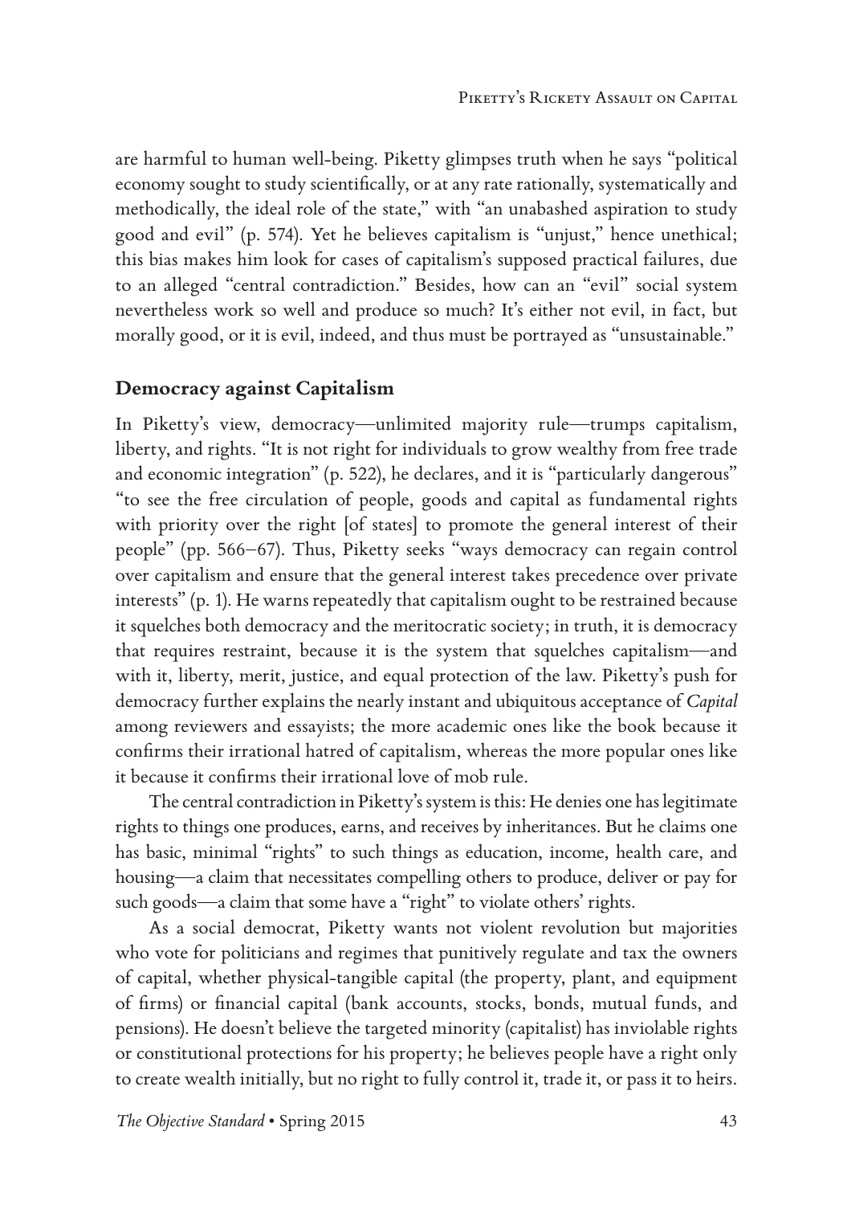are harmful to human well-being. Piketty glimpses truth when he says "political economy sought to study scientifically, or at any rate rationally, systematically and methodically, the ideal role of the state," with "an unabashed aspiration to study good and evil" (p. 574). Yet he believes capitalism is "unjust," hence unethical; this bias makes him look for cases of capitalism's supposed practical failures, due to an alleged "central contradiction." Besides, how can an "evil" social system nevertheless work so well and produce so much? It's either not evil, in fact, but morally good, or it is evil, indeed, and thus must be portrayed as "unsustainable."

## Democracy against Capitalism

In Piketty's view, democracy—unlimited majority rule—trumps capitalism, liberty, and rights. "It is not right for individuals to grow wealthy from free trade and economic integration" (p. 522), he declares, and it is "particularly dangerous" "to see the free circulation of people, goods and capital as fundamental rights with priority over the right [of states] to promote the general interest of their people" (pp. 566–67). Thus, Piketty seeks "ways democracy can regain control over capitalism and ensure that the general interest takes precedence over private interests" (p. 1). He warns repeatedly that capitalism ought to be restrained because it squelches both democracy and the meritocratic society; in truth, it is democracy that requires restraint, because it is the system that squelches capitalism—and with it, liberty, merit, justice, and equal protection of the law. Piketty's push for democracy further explains the nearly instant and ubiquitous acceptance of *Capital* among reviewers and essayists; the more academic ones like the book because it confirms their irrational hatred of capitalism, whereas the more popular ones like it because it confirms their irrational love of mob rule.

The central contradiction in Piketty's system is this: He denies one has legitimate rights to things one produces, earns, and receives by inheritances. But he claims one has basic, minimal "rights" to such things as education, income, health care, and housing—a claim that necessitates compelling others to produce, deliver or pay for such goods—a claim that some have a "right" to violate others' rights.

As a social democrat, Piketty wants not violent revolution but majorities who vote for politicians and regimes that punitively regulate and tax the owners of capital, whether physical-tangible capital (the property, plant, and equipment of firms) or financial capital (bank accounts, stocks, bonds, mutual funds, and pensions). He doesn't believe the targeted minority (capitalist) has inviolable rights or constitutional protections for his property; he believes people have a right only to create wealth initially, but no right to fully control it, trade it, or pass it to heirs.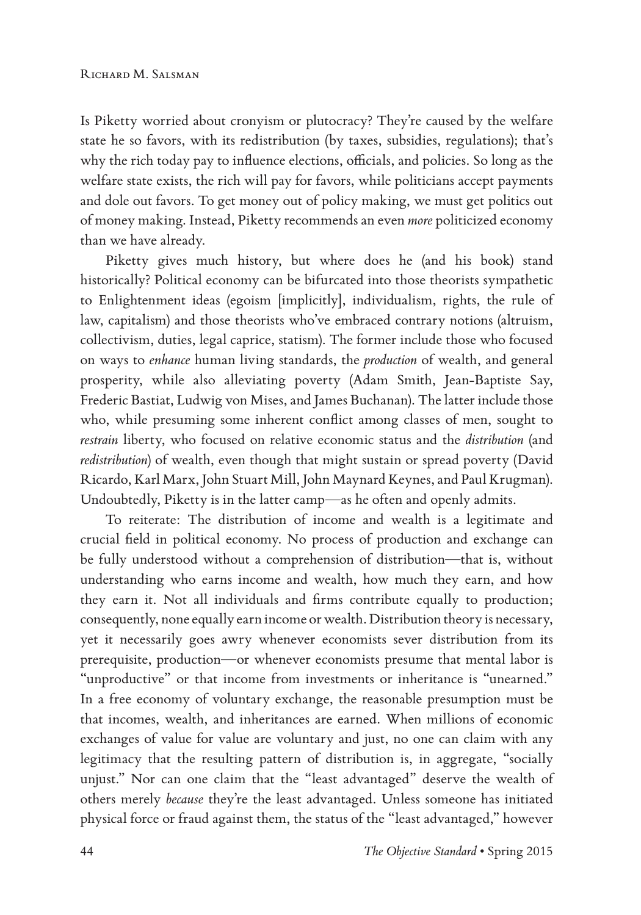Is Piketty worried about cronyism or plutocracy? They're caused by the welfare state he so favors, with its redistribution (by taxes, subsidies, regulations); that's why the rich today pay to influence elections, officials, and policies. So long as the welfare state exists, the rich will pay for favors, while politicians accept payments and dole out favors. To get money out of policy making, we must get politics out of money making. Instead, Piketty recommends an even *more* politicized economy than we have already.

Piketty gives much history, but where does he (and his book) stand historically? Political economy can be bifurcated into those theorists sympathetic to Enlightenment ideas (egoism [implicitly], individualism, rights, the rule of law, capitalism) and those theorists who've embraced contrary notions (altruism, collectivism, duties, legal caprice, statism). The former include those who focused on ways to *enhance* human living standards, the *production* of wealth, and general prosperity, while also alleviating poverty (Adam Smith, Jean-Baptiste Say, Frederic Bastiat, Ludwig von Mises, and James Buchanan). The latter include those who, while presuming some inherent conflict among classes of men, sought to *restrain* liberty, who focused on relative economic status and the *distribution* (and *redistribution*) of wealth, even though that might sustain or spread poverty (David Ricardo, Karl Marx, John Stuart Mill, John Maynard Keynes, and Paul Krugman). Undoubtedly, Piketty is in the latter camp—as he often and openly admits.

To reiterate: The distribution of income and wealth is a legitimate and crucial field in political economy. No process of production and exchange can be fully understood without a comprehension of distribution—that is, without understanding who earns income and wealth, how much they earn, and how they earn it. Not all individuals and firms contribute equally to production; consequently, none equally earn income or wealth. Distribution theory is necessary, yet it necessarily goes awry whenever economists sever distribution from its prerequisite, production—or whenever economists presume that mental labor is "unproductive" or that income from investments or inheritance is "unearned." In a free economy of voluntary exchange, the reasonable presumption must be that incomes, wealth, and inheritances are earned. When millions of economic exchanges of value for value are voluntary and just, no one can claim with any legitimacy that the resulting pattern of distribution is, in aggregate, "socially unjust." Nor can one claim that the "least advantaged" deserve the wealth of others merely *because* they're the least advantaged. Unless someone has initiated physical force or fraud against them, the status of the "least advantaged," however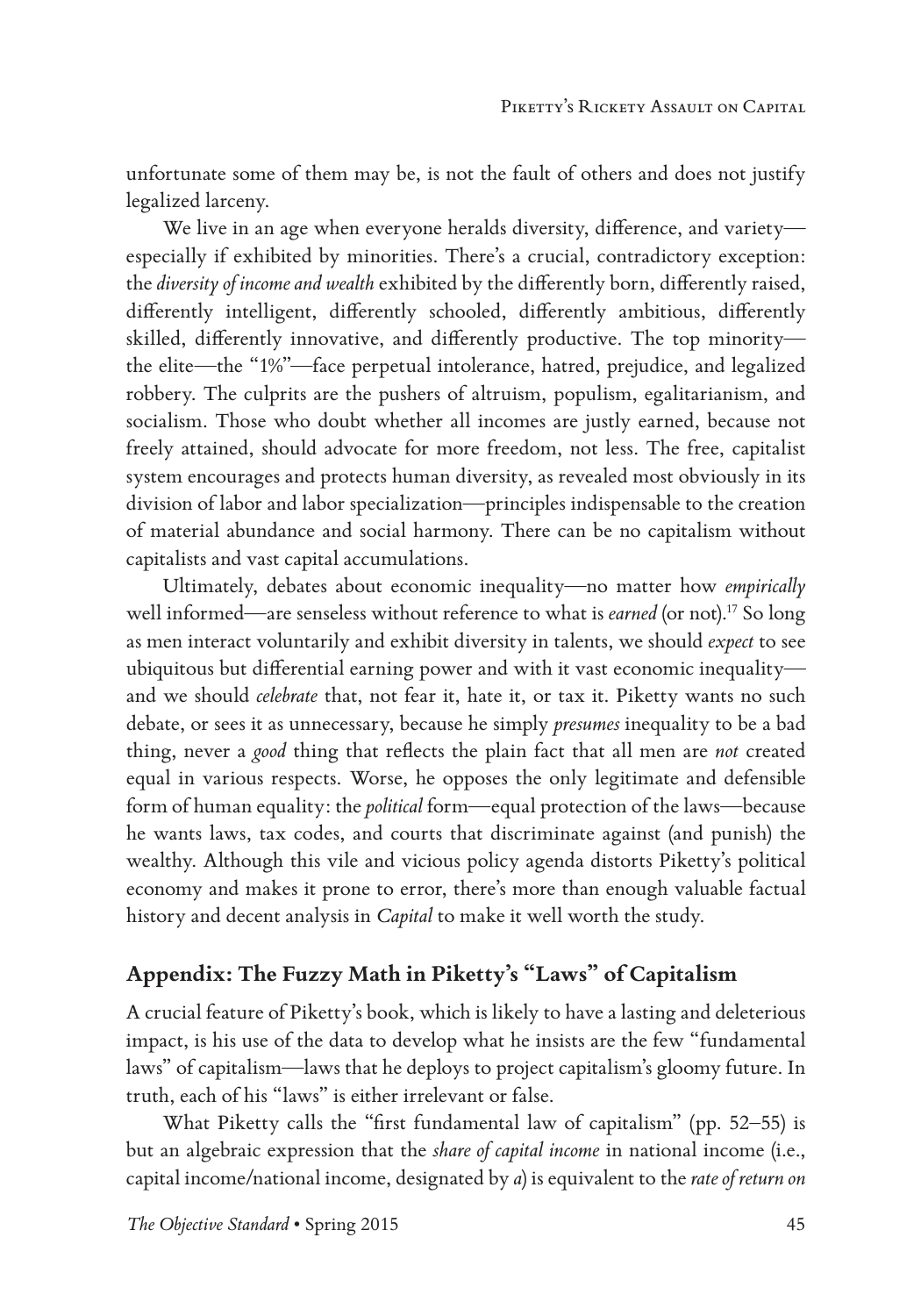unfortunate some of them may be, is not the fault of others and does not justify legalized larceny.

We live in an age when everyone heralds diversity, difference, and variety—especially if exhibited by minorities. There's a crucial, contradictory exception: the *diversity of income and wealth* exhibited by the differently born, differently raised, differently intelligent, differently schooled, differently ambitious, differently skilled, differently innovative, and differently productive. The top minority—the elite—the "1%"—face perpetual intolerance, hatred, prejudice, and legalized robbery. The culprits are the pushers of altruism, populism, egalitarianism, and socialism. Those who doubt whether all incomes are justly earned, because not freely attained, should advocate for more freedom, not less. The free, capitalist system encourages and protects human diversity, as revealed most obviously in its division of labor and labor specialization—principles indispensable to the creation of material abundance and social harmony. There can be no capitalism without capitalists and vast capital accumulations.

Ultimately, debates about economic inequality—no matter how *empirically* well informed—are senseless without reference to what is *earned* (or not).[17] So long as men interact voluntarily and exhibit diversity in talents, we should *expect* to see ubiquitous but differential earning power and with it vast economic inequality—and we should *celebrate* that, not fear it, hate it, or tax it. Piketty wants no such debate, or sees it as unnecessary, because he simply *presumes* inequality to be a bad thing, never a *good* thing that reflects the plain fact that all men are *not* created equal in various respects. Worse, he opposes the only legitimate and defensible form of human equality: the *political* form—equal protection of the laws—because he wants laws, tax codes, and courts that discriminate against (and punish) the wealthy. Although this vile and vicious policy agenda distorts Piketty's political economy and makes it prone to error, there's more than enough valuable factual history and decent analysis in *Capital* to make it well worth the study.

## Appendix: The Fuzzy Math in Piketty's "Laws" of Capitalism

A crucial feature of Piketty's book, which is likely to have a lasting and deleterious impact, is his use of the data to develop what he insists are the few "fundamental laws" of capitalism—laws that he deploys to project capitalism's gloomy future. In truth, each of his "laws" is either irrelevant or false.

What Piketty calls the "first fundamental law of capitalism" (pp. 52–55) is but an algebraic expression that the *share of capital income* in national income (i.e., capital income/national income, designated by $a$) is equivalent to the *rate of return on*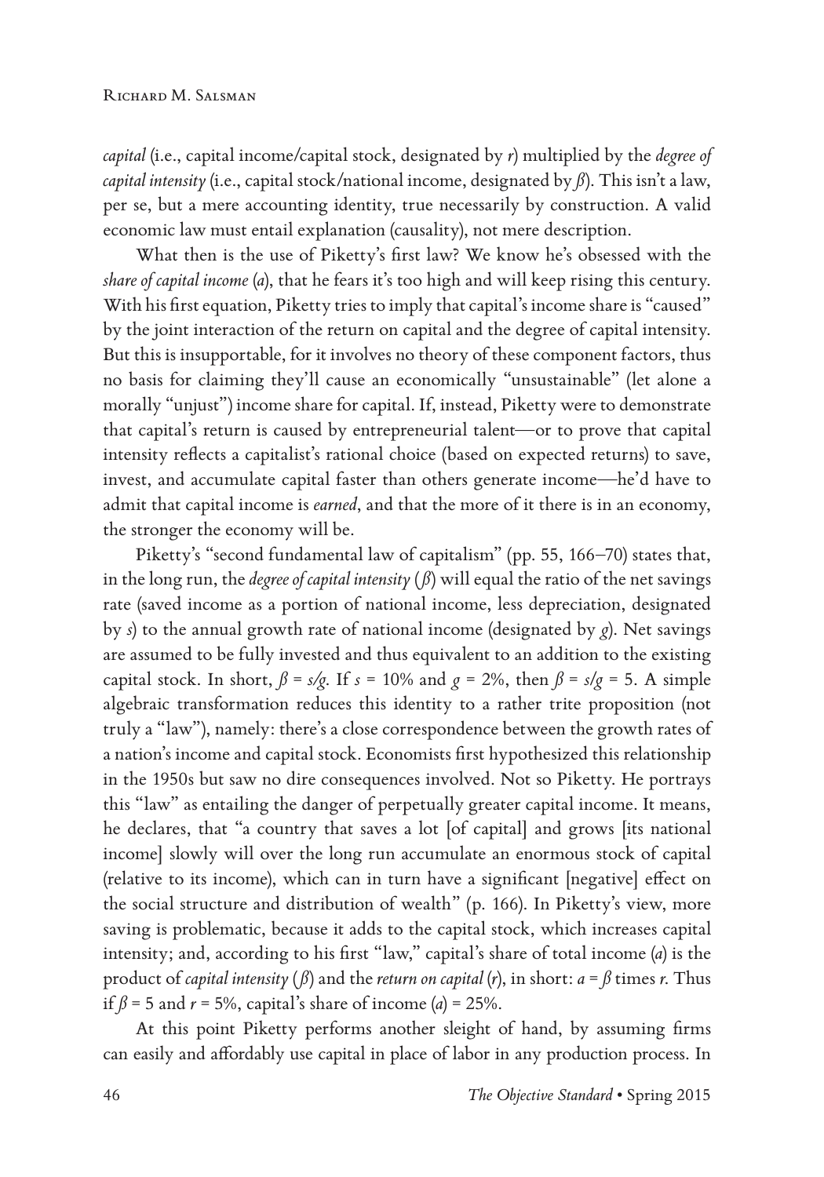*capital* (i.e., capital income/capital stock, designated by $r$) multiplied by the *degree of capital intensity* (i.e., capital stock/national income, designated by $\beta$). This isn't a law, per se, but a mere accounting identity, true necessarily by construction. A valid economic law must entail explanation (causality), not mere description.

What then is the use of Piketty's first law? We know he's obsessed with the *share of capital income* ($a$), that he fears it's too high and will keep rising this century. With his first equation, Piketty tries to imply that capital's income share is "caused" by the joint interaction of the return on capital and the degree of capital intensity. But this is insupportable, for it involves no theory of these component factors, thus no basis for claiming they'll cause an economically "unsustainable" (let alone a morally "unjust") income share for capital. If, instead, Piketty were to demonstrate that capital's return is caused by entrepreneurial talent—or to prove that capital intensity reflects a capitalist's rational choice (based on expected returns) to save, invest, and accumulate capital faster than others generate income—he'd have to admit that capital income is *earned*, and that the more of it there is in an economy, the stronger the economy will be.

Piketty's "second fundamental law of capitalism" (pp. 55, 166–70) states that, in the long run, the *degree of capital intensity* ($\beta$) will equal the ratio of the net savings rate (saved income as a portion of national income, less depreciation, designated by $s$) to the annual growth rate of national income (designated by $g$). Net savings are assumed to be fully invested and thus equivalent to an addition to the existing capital stock. In short, $\beta = s/g$. If $s = 10\%$ and $g = 2\%$, then $\beta = s/g = 5$. A simple algebraic transformation reduces this identity to a rather trite proposition (not truly a "law"), namely: there's a close correspondence between the growth rates of a nation's income and capital stock. Economists first hypothesized this relationship in the 1950s but saw no dire consequences involved. Not so Piketty. He portrays this "law" as entailing the danger of perpetually greater capital income. It means, he declares, that "a country that saves a lot [of capital] and grows [its national income] slowly will over the long run accumulate an enormous stock of capital (relative to its income), which can in turn have a significant [negative] effect on the social structure and distribution of wealth" (p. 166). In Piketty's view, more saving is problematic, because it adds to the capital stock, which increases capital intensity; and, according to his first "law," capital's share of total income ($a$) is the product of *capital intensity* ($\beta$) and the *return on capital* ($r$), in short: $a = \beta$ times $r$. Thus if $\beta = 5$ and $r = 5\%$, capital's share of income ($a$) = 25%.

At this point Piketty performs another sleight of hand, by assuming firms can easily and affordably use capital in place of labor in any production process. In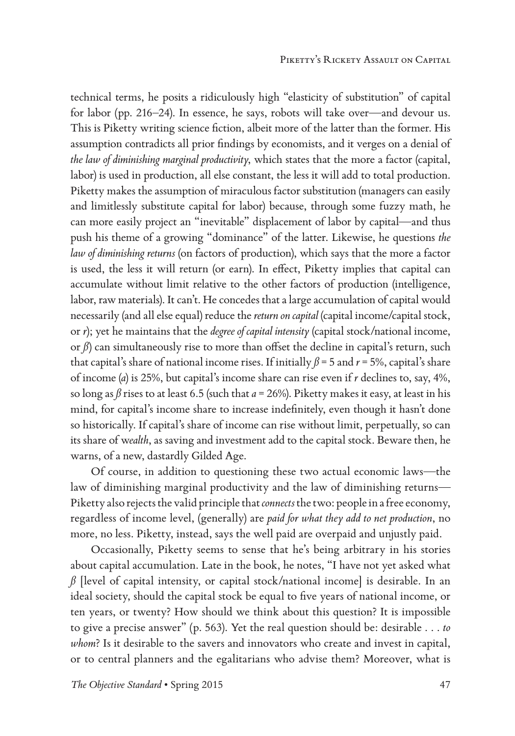technical terms, he posits a ridiculously high "elasticity of substitution" of capital for labor (pp. 216–24). In essence, he says, robots will take over—and devour us. This is Piketty writing science fiction, albeit more of the latter than the former. His assumption contradicts all prior findings by economists, and it verges on a denial of *the law of diminishing marginal productivity*, which states that the more a factor (capital, labor) is used in production, all else constant, the less it will add to total production. Piketty makes the assumption of miraculous factor substitution (managers can easily and limitlessly substitute capital for labor) because, through some fuzzy math, he can more easily project an "inevitable" displacement of labor by capital—and thus push his theme of a growing "dominance" of the latter. Likewise, he questions *the law of diminishing returns* (on factors of production), which says that the more a factor is used, the less it will return (or earn). In effect, Piketty implies that capital can accumulate without limit relative to the other factors of production (intelligence, labor, raw materials). It can't. He concedes that a large accumulation of capital would necessarily (and all else equal) reduce the *return on capital* (capital income/capital stock, or $r$); yet he maintains that the *degree of capital intensity* (capital stock/national income, or $\beta$) can simultaneously rise to more than offset the decline in capital's return, such that capital's share of national income rises. If initially $\beta = 5$ and $r = 5\%$, capital's share of income ($a$) is 25%, but capital's income share can rise even if $r$ declines to, say, 4%, so long as $\beta$ rises to at least 6.5 (such that $a = 26\%$). Piketty makes it easy, at least in his mind, for capital's income share to increase indefinitely, even though it hasn't done so historically. If capital's share of income can rise without limit, perpetually, so can its share of w*ealth*, as saving and investment add to the capital stock. Beware then, he warns, of a new, dastardly Gilded Age.

Of course, in addition to questioning these two actual economic laws—the law of diminishing marginal productivity and the law of diminishing returns—Piketty also rejects the valid principle that *connects* the two: people in a free economy, regardless of income level, (generally) are *paid for what they add to net production*, no more, no less. Piketty, instead, says the well paid are overpaid and unjustly paid.

Occasionally, Piketty seems to sense that he's being arbitrary in his stories about capital accumulation. Late in the book, he notes, "I have not yet asked what $\beta$ [level of capital intensity, or capital stock/national income] is desirable. In an ideal society, should the capital stock be equal to five years of national income, or ten years, or twenty? How should we think about this question? It is impossible to give a precise answer" (p. 563). Yet the real question should be: desirable . . . *to whom*? Is it desirable to the savers and innovators who create and invest in capital, or to central planners and the egalitarians who advise them? Moreover, what is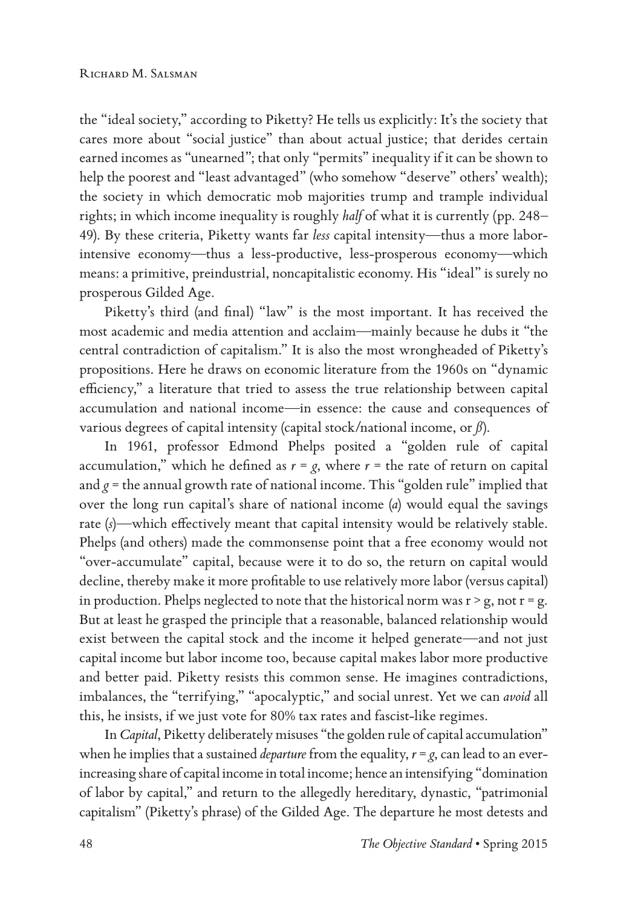the "ideal society," according to Piketty? He tells us explicitly: It's the society that cares more about "social justice" than about actual justice; that derides certain earned incomes as "unearned"; that only "permits" inequality if it can be shown to help the poorest and "least advantaged" (who somehow "deserve" others' wealth); the society in which democratic mob majorities trump and trample individual rights; in which income inequality is roughly *half* of what it is currently (pp. 248–49). By these criteria, Piketty wants far *less* capital intensity—thus a more labor-intensive economy—thus a less-productive, less-prosperous economy—which means: a primitive, preindustrial, noncapitalistic economy. His "ideal" is surely no prosperous Gilded Age.

Piketty's third (and final) "law" is the most important. It has received the most academic and media attention and acclaim—mainly because he dubs it "the central contradiction of capitalism." It is also the most wrongheaded of Piketty's propositions. Here he draws on economic literature from the 1960s on "dynamic efficiency," a literature that tried to assess the true relationship between capital accumulation and national income—in essence: the cause and consequences of various degrees of capital intensity (capital stock/national income, or $\beta$).

In 1961, professor Edmond Phelps posited a "golden rule of capital accumulation," which he defined as $r = g$, where $r$ = the rate of return on capital and $g$ = the annual growth rate of national income. This "golden rule" implied that over the long run capital's share of national income ($a$) would equal the savings rate ($s$)—which effectively meant that capital intensity would be relatively stable. Phelps (and others) made the commonsense point that a free economy would not "over-accumulate" capital, because were it to do so, the return on capital would decline, thereby make it more profitable to use relatively more labor (versus capital) in production. Phelps neglected to note that the historical norm was $r > g$, not $r = g$. But at least he grasped the principle that a reasonable, balanced relationship would exist between the capital stock and the income it helped generate—and not just capital income but labor income too, because capital makes labor more productive and better paid. Piketty resists this common sense. He imagines contradictions, imbalances, the "terrifying," "apocalyptic," and social unrest. Yet we can *avoid* all this, he insists, if we just vote for 80% tax rates and fascist-like regimes.

In *Capital*, Piketty deliberately misuses "the golden rule of capital accumulation" when he implies that a sustained *departure* from the equality, $r = g$, can lead to an ever-increasing share of capital income in total income; hence an intensifying "domination of labor by capital," and return to the allegedly hereditary, dynastic, "patrimonial capitalism" (Piketty's phrase) of the Gilded Age. The departure he most detests and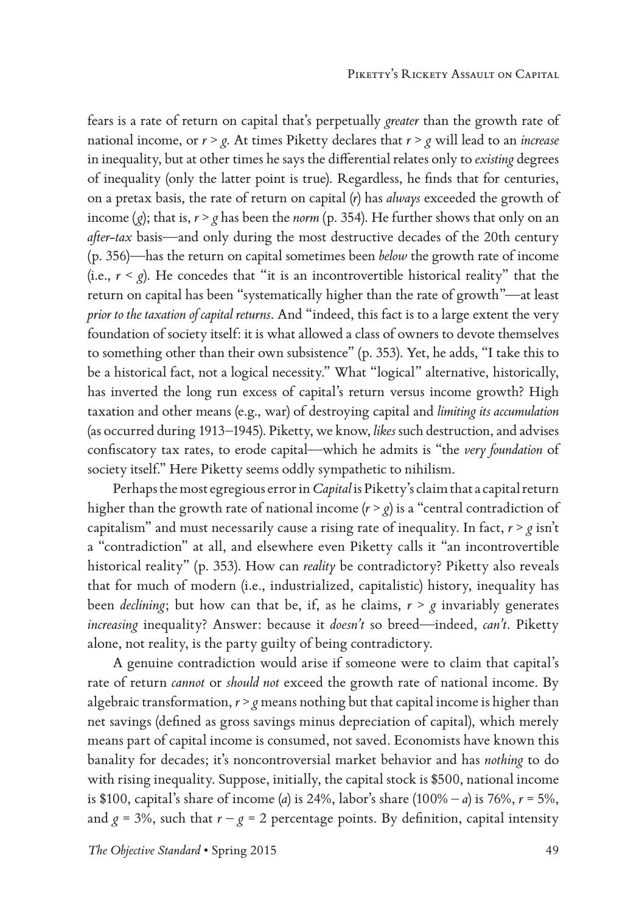fears is a rate of return on capital that's perpetually *greater* than the growth rate of national income, or $r > g$. At times Piketty declares that $r > g$ will lead to an *increase* in inequality, but at other times he says the differential relates only to *existing* degrees of inequality (only the latter point is true). Regardless, he finds that for centuries, on a pretax basis, the rate of return on capital ($r$) has *always* exceeded the growth of income ($g$); that is, $r > g$ has been the *norm* (p. 354). He further shows that only on an *after-tax* basis—and only during the most destructive decades of the 20th century (p. 356)—has the return on capital sometimes been *below* the growth rate of income (i.e., $r < g$). He concedes that "it is an incontrovertible historical reality" that the return on capital has been "systematically higher than the rate of growth"—at least *prior to the taxation of capital returns*. And "indeed, this fact is to a large extent the very foundation of society itself: it is what allowed a class of owners to devote themselves to something other than their own subsistence" (p. 353). Yet, he adds, "I take this to be a historical fact, not a logical necessity." What "logical" alternative, historically, has inverted the long run excess of capital's return versus income growth? High taxation and other means (e.g., war) of destroying capital and *limiting its accumulation* (as occurred during 1913–1945). Piketty, we know, *likes* such destruction, and advises confiscatory tax rates, to erode capital—which he admits is "the *very foundation* of society itself." Here Piketty seems oddly sympathetic to nihilism.

Perhaps the most egregious error in *Capital* is Piketty's claim that a capital return higher than the growth rate of national income ($r > g$) is a "central contradiction of capitalism" and must necessarily cause a rising rate of inequality. In fact, $r > g$ isn't a "contradiction" at all, and elsewhere even Piketty calls it "an incontrovertible historical reality" (p. 353). How can *reality* be contradictory? Piketty also reveals that for much of modern (i.e., industrialized, capitalistic) history, inequality has been *declining*; but how can that be, if, as he claims, $r > g$ invariably generates *increasing* inequality? Answer: because it *doesn't* so breed—indeed, *can't*. Piketty alone, not reality, is the party guilty of being contradictory.

A genuine contradiction would arise if someone were to claim that capital's rate of return *cannot* or *should not* exceed the growth rate of national income. By algebraic transformation, $r > g$ means nothing but that capital income is higher than net savings (defined as gross savings minus depreciation of capital), which merely means part of capital income is consumed, not saved. Economists have known this banality for decades; it's noncontroversial market behavior and has *nothing* to do with rising inequality. Suppose, initially, the capital stock is \$500, national income is \$100, capital's share of income ($a$) is 24%, labor's share ($100\% - a$) is 76%, $r = 5\%$, and $g = 3\%$, such that $r - g = 2$ percentage points. By definition, capital intensity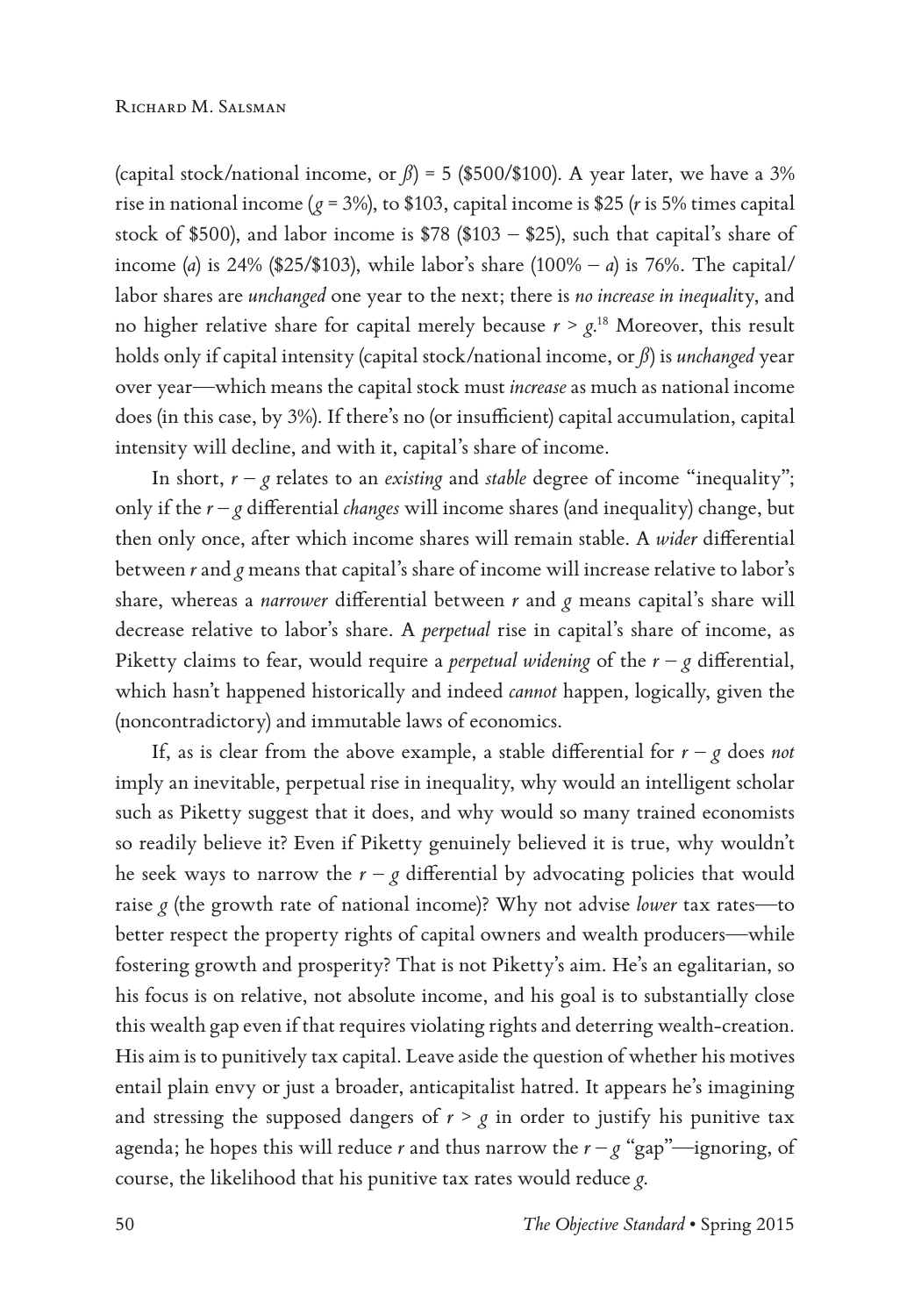(capital stock/national income, or $\beta$) = 5 (\$500/\$100). A year later, we have a 3% rise in national income ($g$ = 3%), to \$103, capital income is \$25 ($r$ is 5% times capital stock of \$500), and labor income is \$78 (\$103 − \$25), such that capital's share of income ($a$) is 24% (\$25/\$103), while labor's share (100% − $a$) is 76%. The capital/labor shares are *unchanged* one year to the next; there is *no increase in inequality*, and no higher relative share for capital merely because $r > g$.[18] Moreover, this result holds only if capital intensity (capital stock/national income, or $\beta$) is *unchanged* year over year—which means the capital stock must *increase* as much as national income does (in this case, by 3%). If there's no (or insufficient) capital accumulation, capital intensity will decline, and with it, capital's share of income.

In short, $r - g$ relates to an *existing* and *stable* degree of income "inequality"; only if the $r - g$ differential *changes* will income shares (and inequality) change, but then only once, after which income shares will remain stable. A *wider* differential between $r$ and $g$ means that capital's share of income will increase relative to labor's share, whereas a *narrower* differential between $r$ and $g$ means capital's share will decrease relative to labor's share. A *perpetual* rise in capital's share of income, as Piketty claims to fear, would require a *perpetual widening* of the $r - g$ differential, which hasn't happened historically and indeed *cannot* happen, logically, given the (noncontradictory) and immutable laws of economics.

If, as is clear from the above example, a stable differential for $r - g$ does *not* imply an inevitable, perpetual rise in inequality, why would an intelligent scholar such as Piketty suggest that it does, and why would so many trained economists so readily believe it? Even if Piketty genuinely believed it is true, why wouldn't he seek ways to narrow the $r - g$ differential by advocating policies that would raise $g$ (the growth rate of national income)? Why not advise *lower* tax rates—to better respect the property rights of capital owners and wealth producers—while fostering growth and prosperity? That is not Piketty's aim. He's an egalitarian, so his focus is on relative, not absolute income, and his goal is to substantially close this wealth gap even if that requires violating rights and deterring wealth-creation. His aim is to punitively tax capital. Leave aside the question of whether his motives entail plain envy or just a broader, anticapitalist hatred. It appears he's imagining and stressing the supposed dangers of $r > g$ in order to justify his punitive tax agenda; he hopes this will reduce $r$ and thus narrow the $r - g$ "gap"—ignoring, of course, the likelihood that his punitive tax rates would reduce $g$.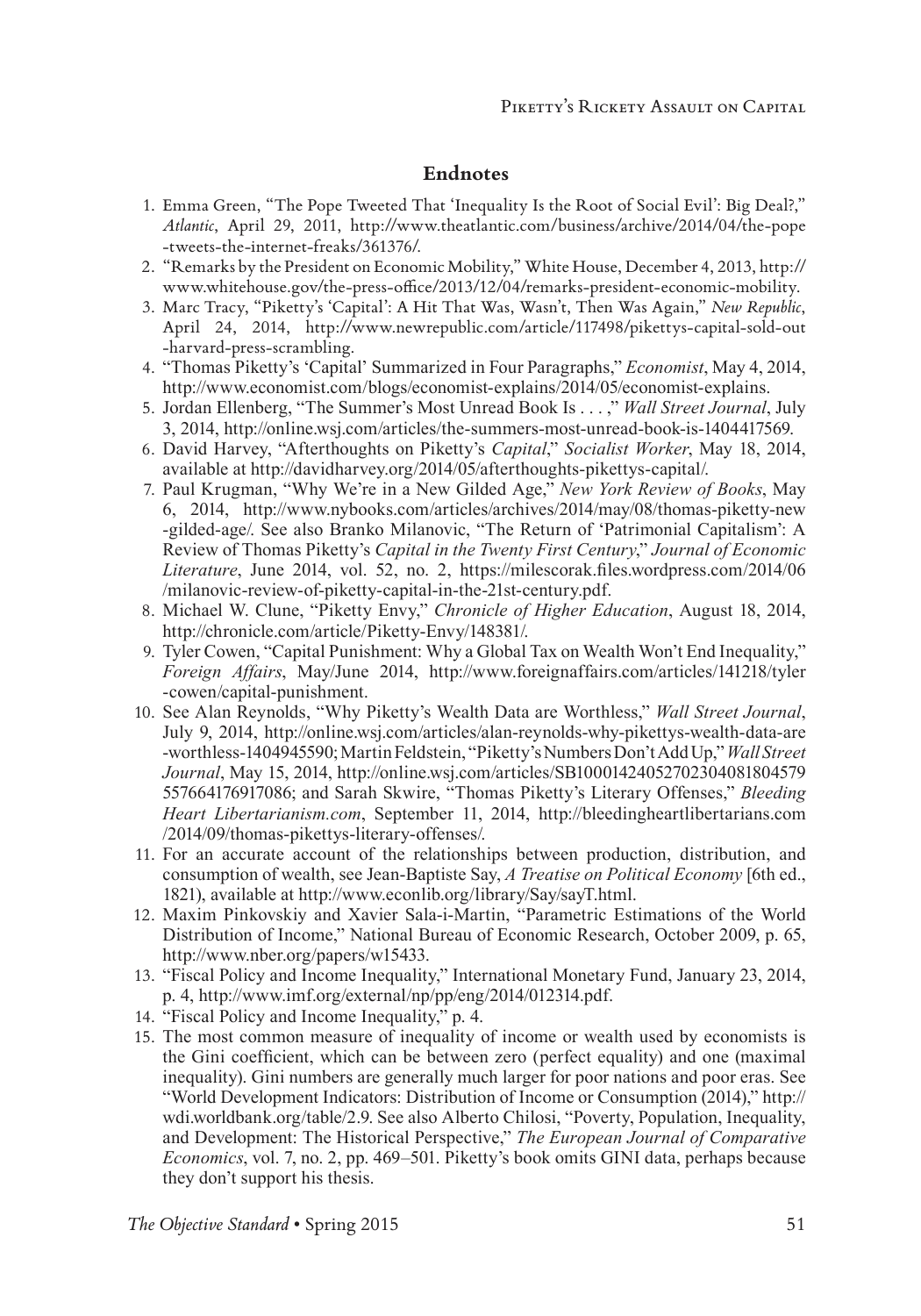## Endnotes

1. Emma Green, "The Pope Tweeted That 'Inequality Is the Root of Social Evil': Big Deal?," *Atlantic*, April 29, 2011, http://www.theatlantic.com/business/archive/2014/04/the-pope-tweets-the-internet-freaks/361376/.
2. "Remarks by the President on Economic Mobility," White House, December 4, 2013, http://www.whitehouse.gov/the-press-office/2013/12/04/remarks-president-economic-mobility.
3. Marc Tracy, "Piketty's 'Capital': A Hit That Was, Wasn't, Then Was Again," *New Republic*, April 24, 2014, http://www.newrepublic.com/article/117498/pikettys-capital-sold-out-harvard-press-scrambling.
4. "Thomas Piketty's 'Capital' Summarized in Four Paragraphs," *Economist*, May 4, 2014, http://www.economist.com/blogs/economist-explains/2014/05/economist-explains.
5. Jordan Ellenberg, "The Summer's Most Unread Book Is . . . ," *Wall Street Journal*, July 3, 2014, http://online.wsj.com/articles/the-summers-most-unread-book-is-1404417569.
6. David Harvey, "Afterthoughts on Piketty's *Capital*," *Socialist Worker*, May 18, 2014, available at http://davidharvey.org/2014/05/afterthoughts-pikettys-capital/.
7. Paul Krugman, "Why We're in a New Gilded Age," *New York Review of Books*, May 6, 2014, http://www.nybooks.com/articles/archives/2014/may/08/thomas-piketty-new-gilded-age/. See also Branko Milanovic, "The Return of 'Patrimonial Capitalism': A Review of Thomas Piketty's *Capital in the Twenty First Century*," *Journal of Economic Literature*, June 2014, vol. 52, no. 2, https://milescorak.files.wordpress.com/2014/06/milanovic-review-of-piketty-capital-in-the-21st-century.pdf.
8. Michael W. Clune, "Piketty Envy," *Chronicle of Higher Education*, August 18, 2014, http://chronicle.com/article/Piketty-Envy/148381/.
9. Tyler Cowen, "Capital Punishment: Why a Global Tax on Wealth Won't End Inequality," *Foreign Affairs*, May/June 2014, http://www.foreignaffairs.com/articles/141218/tyler-cowen/capital-punishment.
10. See Alan Reynolds, "Why Piketty's Wealth Data are Worthless," *Wall Street Journal*, July 9, 2014, http://online.wsj.com/articles/alan-reynolds-why-pikettys-wealth-data-are-worthless-1404945590; Martin Feldstein, "Piketty's Numbers Don't Add Up," *Wall Street Journal*, May 15, 2014, http://online.wsj.com/articles/SB10001424052702304081804579557664176917086; and Sarah Skwire, "Thomas Piketty's Literary Offenses," *Bleeding Heart Libertarianism.com*, September 11, 2014, http://bleedingheartlibertarians.com/2014/09/thomas-pikettys-literary-offenses/.
11. For an accurate account of the relationships between production, distribution, and consumption of wealth, see Jean-Baptiste Say, *A Treatise on Political Economy* [6th ed., 1821), available at http://www.econlib.org/library/Say/sayT.html.
12. Maxim Pinkovskiy and Xavier Sala-i-Martin, "Parametric Estimations of the World Distribution of Income," National Bureau of Economic Research, October 2009, p. 65, http://www.nber.org/papers/w15433.
13. "Fiscal Policy and Income Inequality," International Monetary Fund, January 23, 2014, p. 4, http://www.imf.org/external/np/pp/eng/2014/012314.pdf.
14. "Fiscal Policy and Income Inequality," p. 4.
15. The most common measure of inequality of income or wealth used by economists is the Gini coefficient, which can be between zero (perfect equality) and one (maximal inequality). Gini numbers are generally much larger for poor nations and poor eras. See "World Development Indicators: Distribution of Income or Consumption (2014)," http://wdi.worldbank.org/table/2.9. See also Alberto Chilosi, "Poverty, Population, Inequality, and Development: The Historical Perspective," *The European Journal of Comparative Economics*, vol. 7, no. 2, pp. 469–501. Piketty's book omits GINI data, perhaps because they don't support his thesis.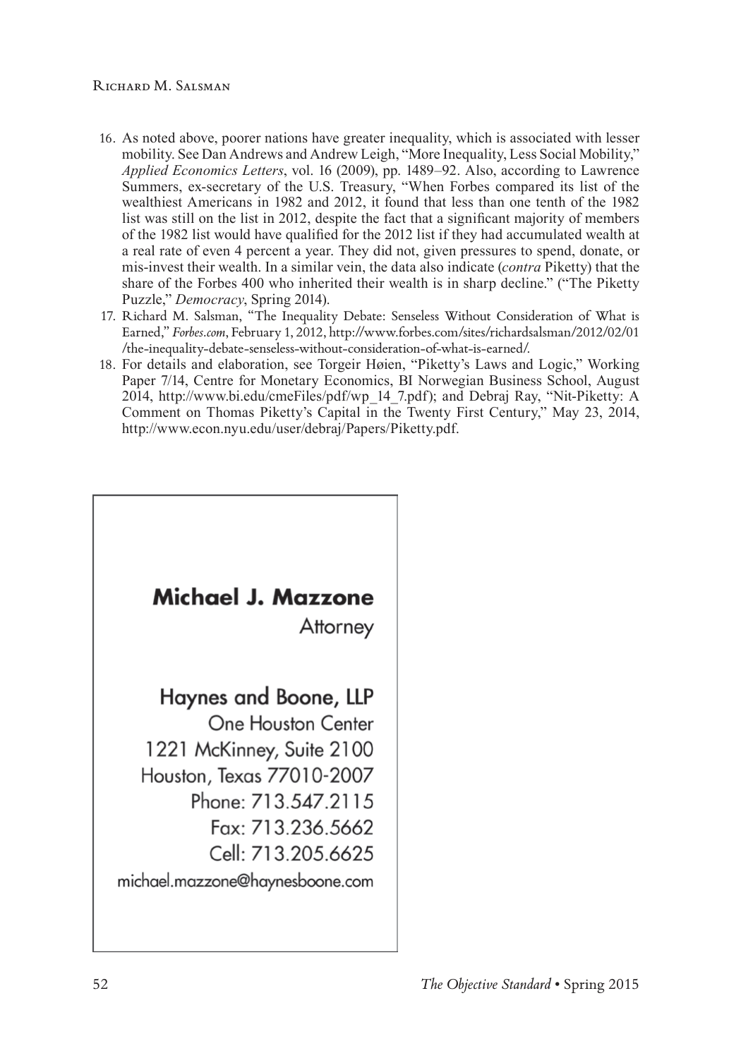16. As noted above, poorer nations have greater inequality, which is associated with lesser mobility. See Dan Andrews and Andrew Leigh, "More Inequality, Less Social Mobility," *Applied Economics Letters*, vol. 16 (2009), pp. 1489–92. Also, according to Lawrence Summers, ex-secretary of the U.S. Treasury, "When Forbes compared its list of the wealthiest Americans in 1982 and 2012, it found that less than one tenth of the 1982 list was still on the list in 2012, despite the fact that a significant majority of members of the 1982 list would have qualified for the 2012 list if they had accumulated wealth at a real rate of even 4 percent a year. They did not, given pressures to spend, donate, or mis-invest their wealth. In a similar vein, the data also indicate (*contra* Piketty) that the share of the Forbes 400 who inherited their wealth is in sharp decline." ("The Piketty Puzzle," *Democracy*, Spring 2014).
17. Richard M. Salsman, "The Inequality Debate: Senseless Without Consideration of What is Earned," *Forbes.com*, February 1, 2012, http://www.forbes.com/sites/richardsalsman/2012/02/01/the-inequality-debate-senseless-without-consideration-of-what-is-earned/.
18. For details and elaboration, see Torgeir Høien, "Piketty's Laws and Logic," Working Paper 7/14, Centre for Monetary Economics, BI Norwegian Business School, August 2014, http://www.bi.edu/cmeFiles/pdf/wp_14_7.pdf); and Debraj Ray, "Nit-Piketty: A Comment on Thomas Piketty's Capital in the Twenty First Century," May 23, 2014, http://www.econ.nyu.edu/user/debraj/Papers/Piketty.pdf.

**Michael J. Mazzone**
Attorney

**Haynes and Boone, LLP**
One Houston Center
1221 McKinney, Suite 2100
Houston, Texas 77010-2007
Phone: 713.547.2115
Fax: 713.236.5662
Cell: 713.205.6625
michael.mazzone@haynesboone.com